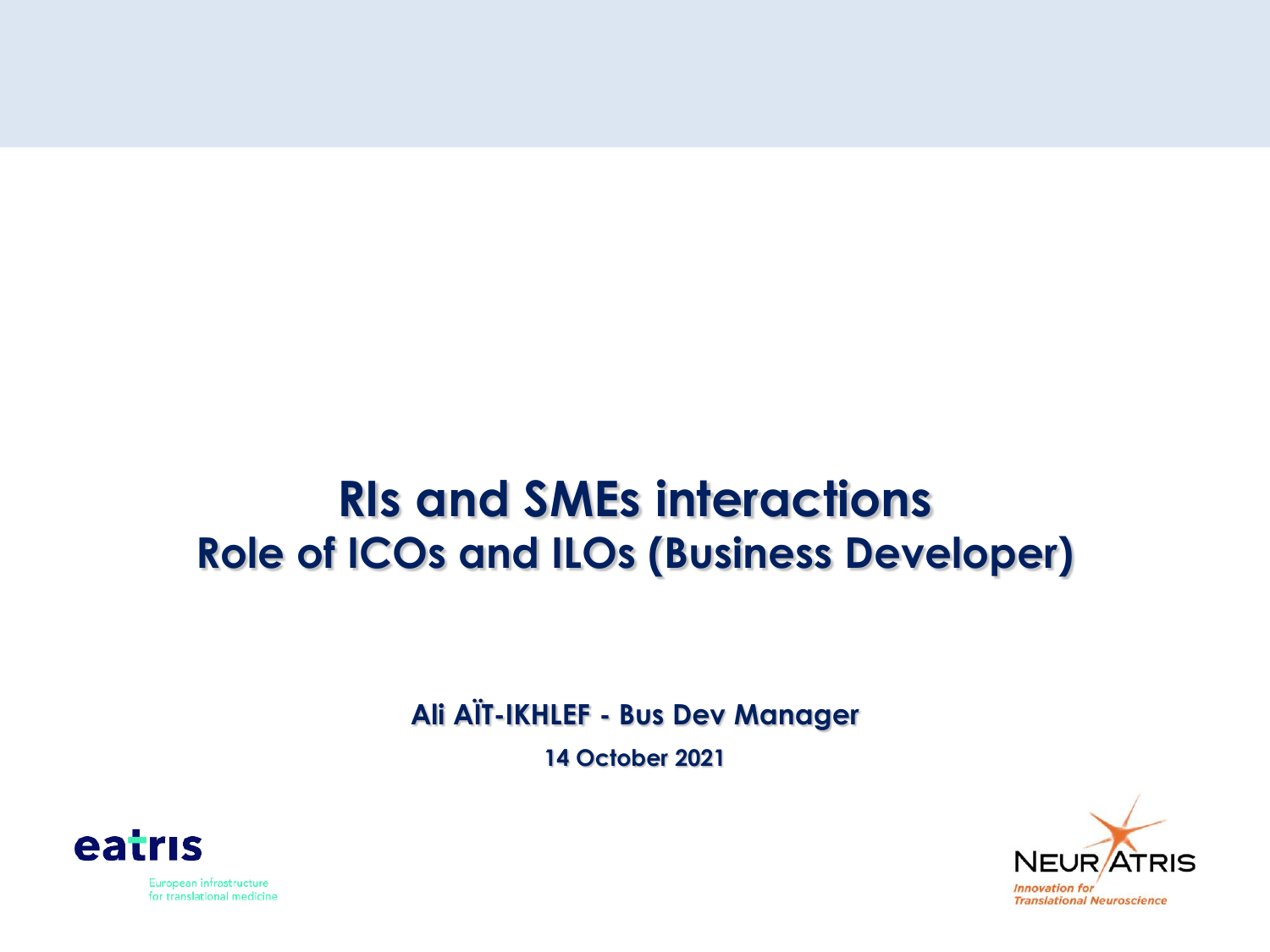# RIs and SMEs interactions
## Role of ICOs and ILOs (Business Developer)

**Ali AÏT-IKHLEF - Bus Dev Manager**

**14 October 2021**

eatris

European infrastructure for translational medicine

NEURATRIS

*Innovation for Translational Neuroscience*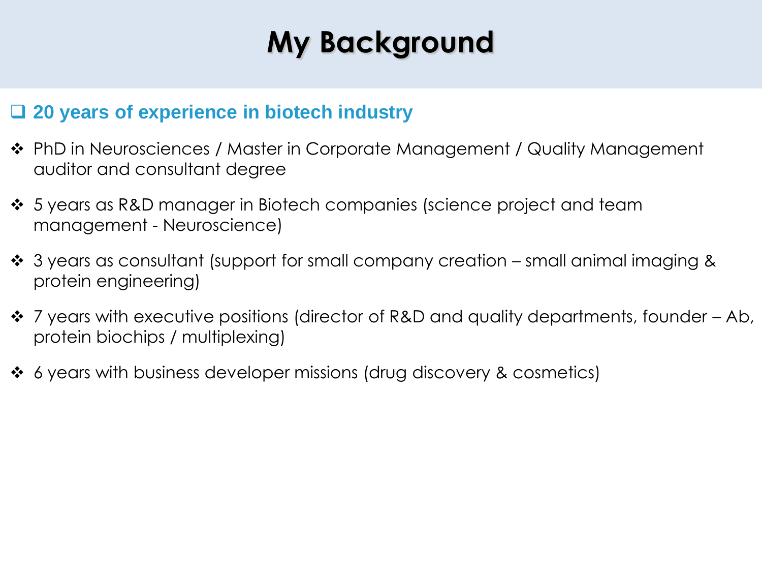# My Background

## 20 years of experience in biotech industry

- PhD in Neurosciences / Master in Corporate Management / Quality Management auditor and consultant degree
- 5 years as R&D manager in Biotech companies (science project and team management - Neuroscience)
- 3 years as consultant (support for small company creation – small animal imaging & protein engineering)
- 7 years with executive positions (director of R&D and quality departments, founder – Ab, protein biochips / multiplexing)
- 6 years with business developer missions (drug discovery & cosmetics)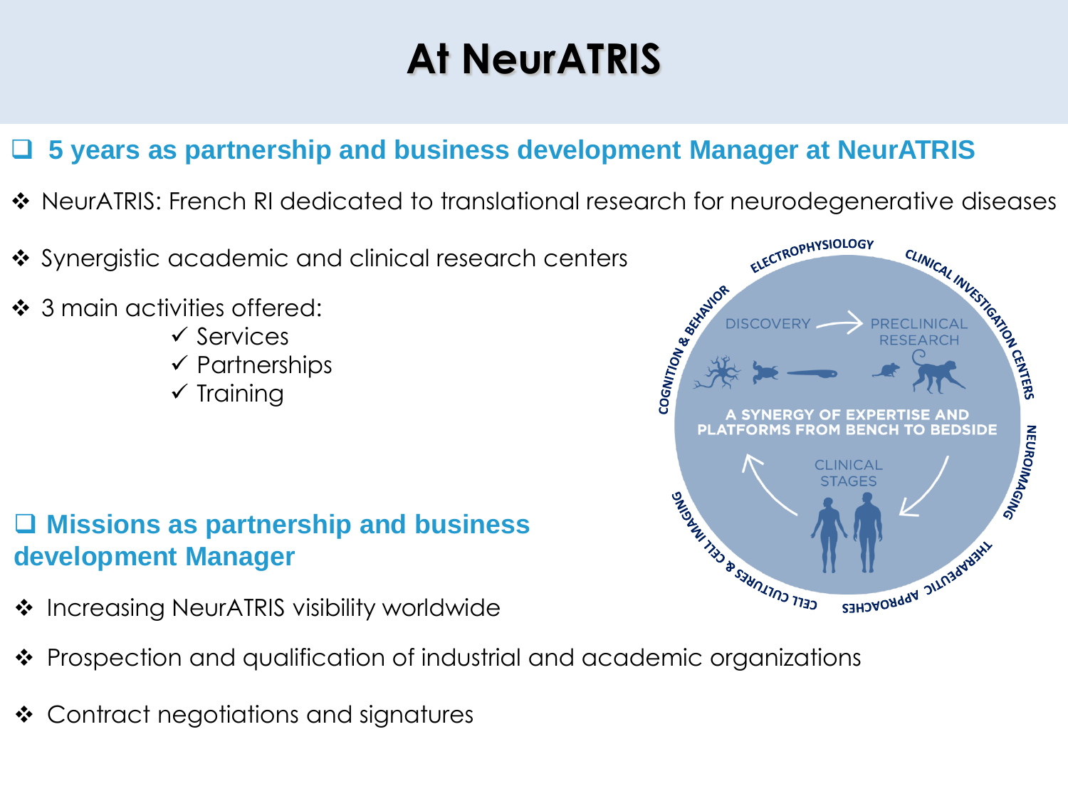# At NeurATRIS

## ❑ 5 years as partnership and business development Manager at NeurATRIS

- ❖ NeurATRIS: French RI dedicated to translational research for neurodegenerative diseases
- ❖ Synergistic academic and clinical research centers
- ❖ 3 main activities offered:
  - ✓ Services
  - ✓ Partnerships
  - ✓ Training

ELECTROPHYSIOLOGY · CLINICAL INVESTIGATION CENTERS · NEUROIMAGING · THERAPEUTIC APPROACHES · CELL CULTURES & CELL IMAGING · COGNITION & BEHAVIOR

DISCOVERY → PRECLINICAL RESEARCH

A SYNERGY OF EXPERTISE AND PLATFORMS FROM BENCH TO BEDSIDE

CLINICAL STAGES

## ❑ Missions as partnership and business development Manager

- ❖ Increasing NeurATRIS visibility worldwide
- ❖ Prospection and qualification of industrial and academic organizations
- ❖ Contract negotiations and signatures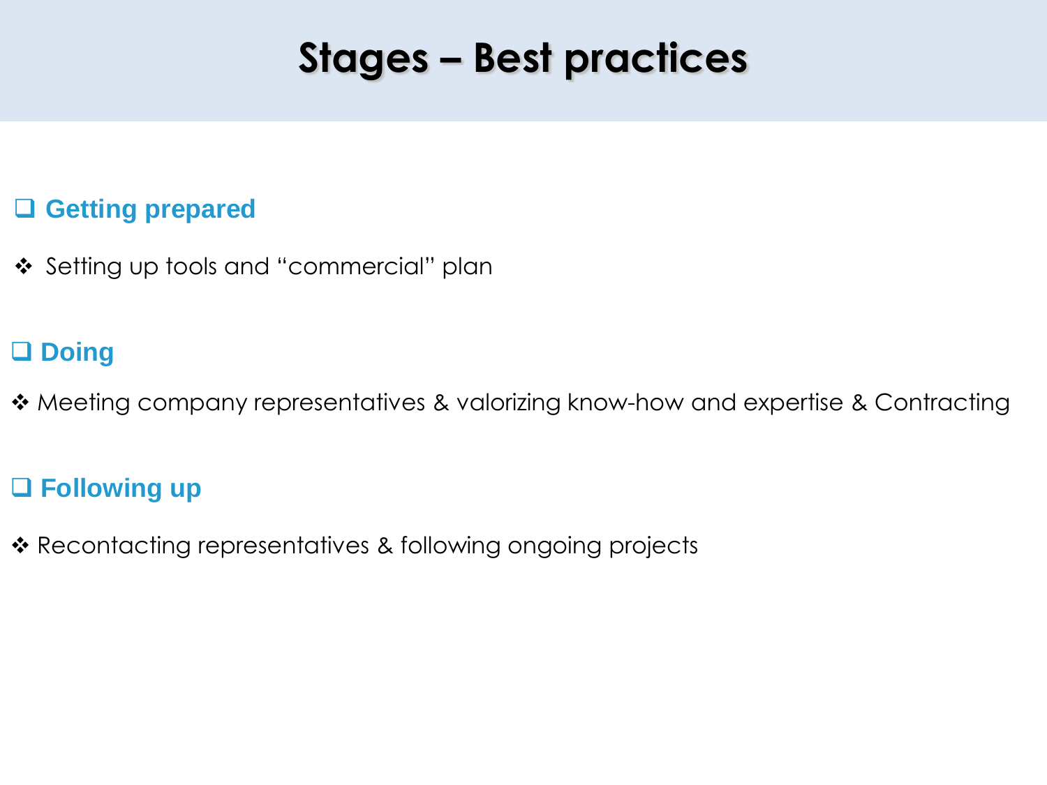# Stages – Best practices

## ❑ Getting prepared

- ❖ Setting up tools and "commercial" plan

## ❑ Doing

- ❖ Meeting company representatives & valorizing know-how and expertise & Contracting

## ❑ Following up

- ❖ Recontacting representatives & following ongoing projects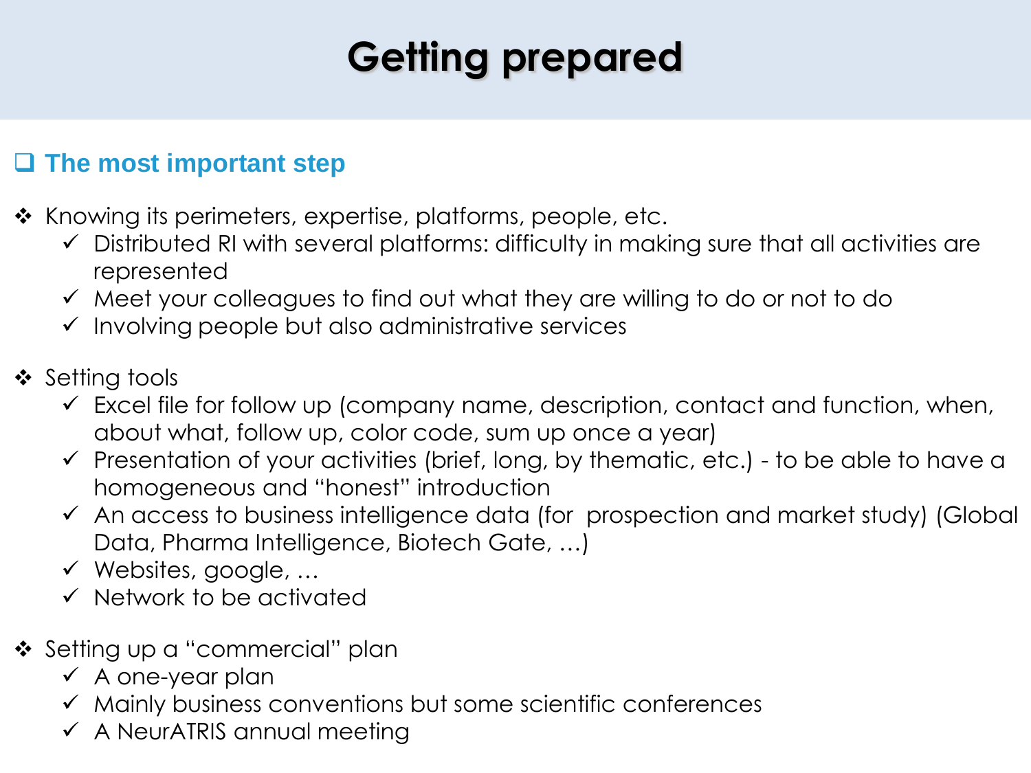# Getting prepared

## ❑ The most important step

- Knowing its perimeters, expertise, platforms, people, etc.
  - ✓ Distributed RI with several platforms: difficulty in making sure that all activities are represented
  - ✓ Meet your colleagues to find out what they are willing to do or not to do
  - ✓ Involving people but also administrative services

- Setting tools
  - ✓ Excel file for follow up (company name, description, contact and function, when, about what, follow up, color code, sum up once a year)
  - ✓ Presentation of your activities (brief, long, by thematic, etc.) - to be able to have a homogeneous and "honest" introduction
  - ✓ An access to business intelligence data (for prospection and market study) (Global Data, Pharma Intelligence, Biotech Gate, …)
  - ✓ Websites, google, …
  - ✓ Network to be activated

- Setting up a "commercial" plan
  - ✓ A one-year plan
  - ✓ Mainly business conventions but some scientific conferences
  - ✓ A NeurATRIS annual meeting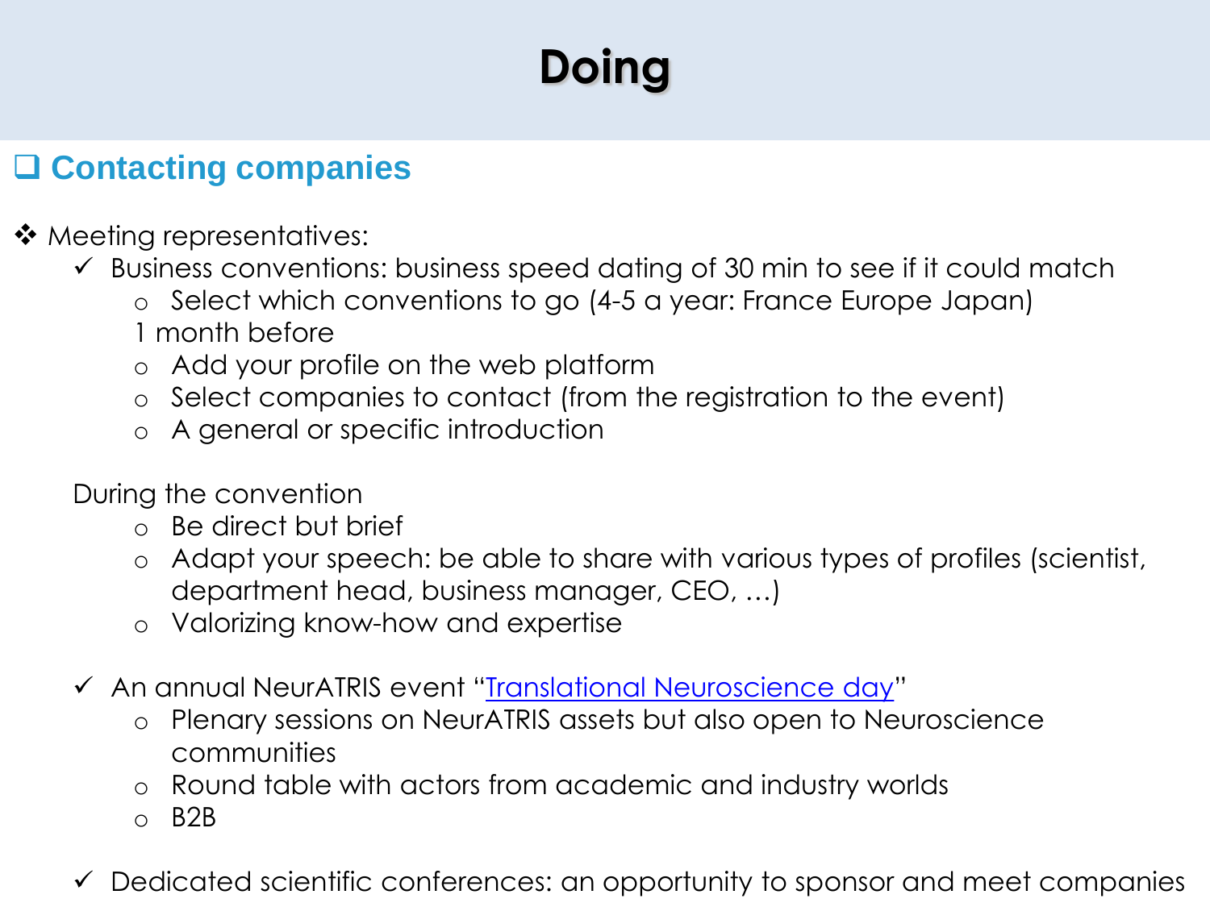# Doing

## Contacting companies

- Meeting representatives:
  - ✓ Business conventions: business speed dating of 30 min to see if it could match
    - Select which conventions to go (4-5 a year: France Europe Japan)

    1 month before
    - Add your profile on the web platform
    - Select companies to contact (from the registration to the event)
    - A general or specific introduction

    During the convention
    - Be direct but brief
    - Adapt your speech: be able to share with various types of profiles (scientist, department head, business manager, CEO, …)
    - Valorizing know-how and expertise

  - ✓ An annual NeurATRIS event "Translational Neuroscience day"
    - Plenary sessions on NeurATRIS assets but also open to Neuroscience communities
    - Round table with actors from academic and industry worlds
    - B2B

  - ✓ Dedicated scientific conferences: an opportunity to sponsor and meet companies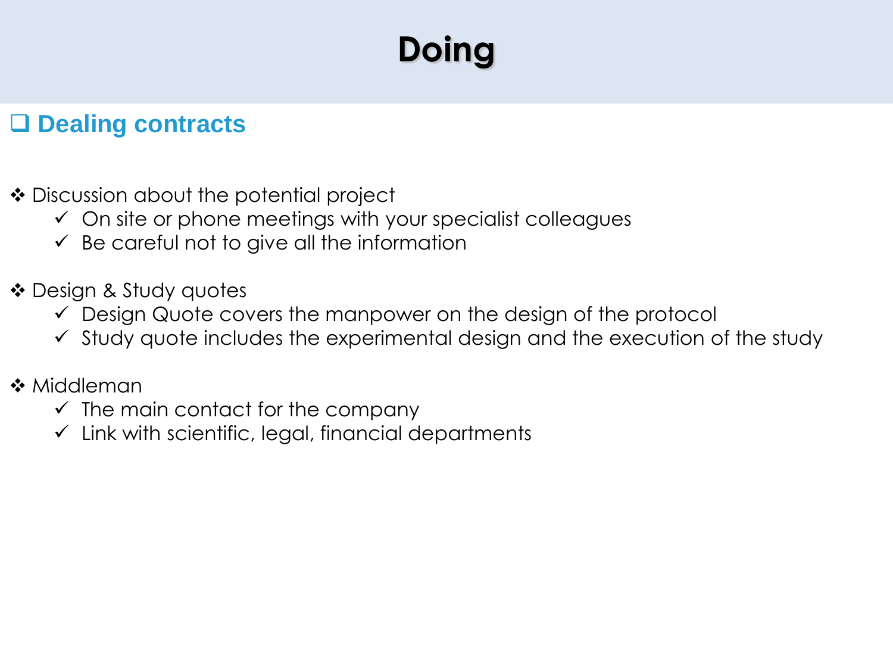# Doing

## Dealing contracts

- Discussion about the potential project
  - On site or phone meetings with your specialist colleagues
  - Be careful not to give all the information

- Design & Study quotes
  - Design Quote covers the manpower on the design of the protocol
  - Study quote includes the experimental design and the execution of the study

- Middleman
  - The main contact for the company
  - Link with scientific, legal, financial departments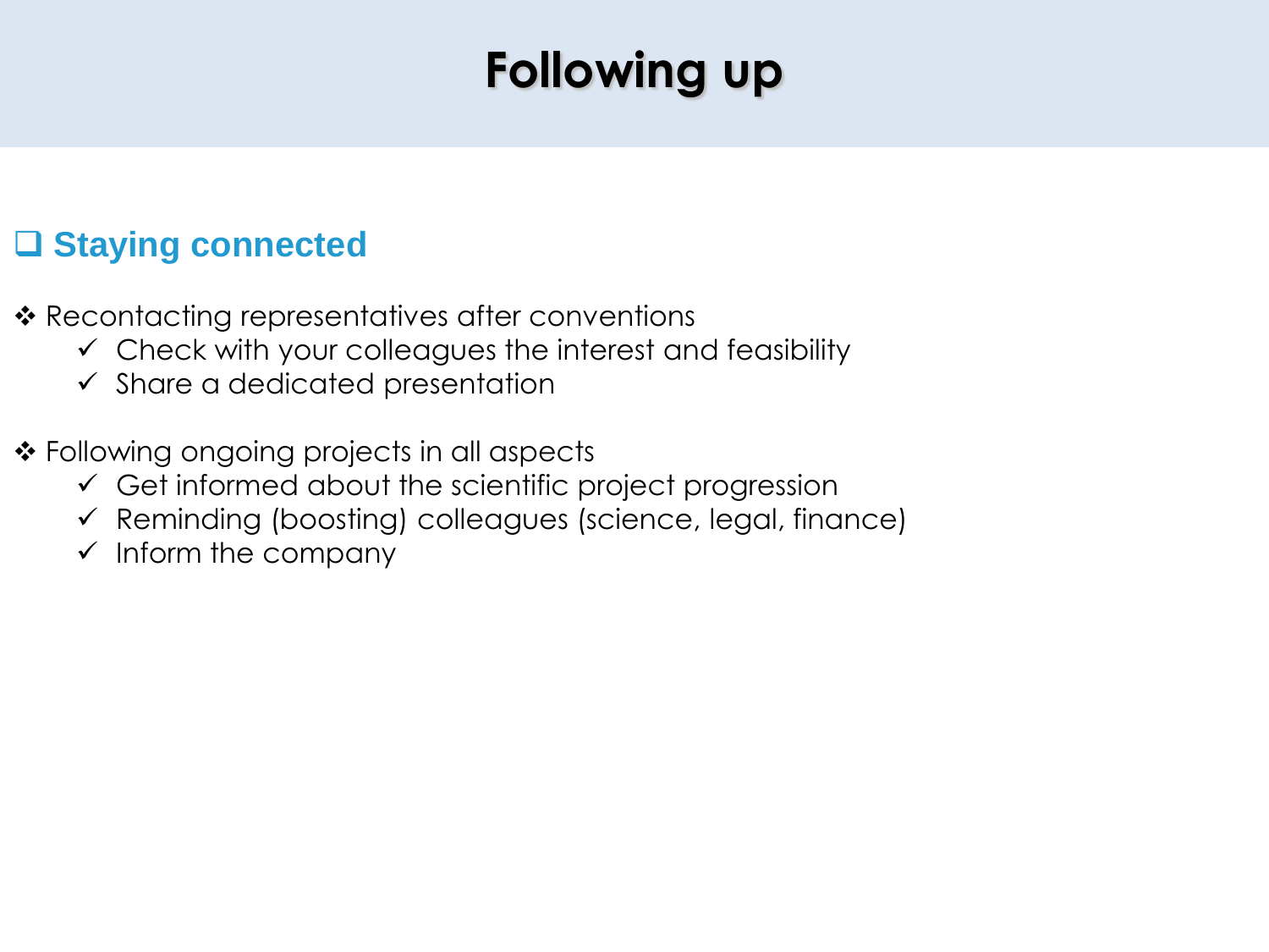# Following up

## ❑ Staying connected

- ❖ Recontacting representatives after conventions
  - ✓ Check with your colleagues the interest and feasibility
  - ✓ Share a dedicated presentation

- ❖ Following ongoing projects in all aspects
  - ✓ Get informed about the scientific project progression
  - ✓ Reminding (boosting) colleagues (science, legal, finance)
  - ✓ Inform the company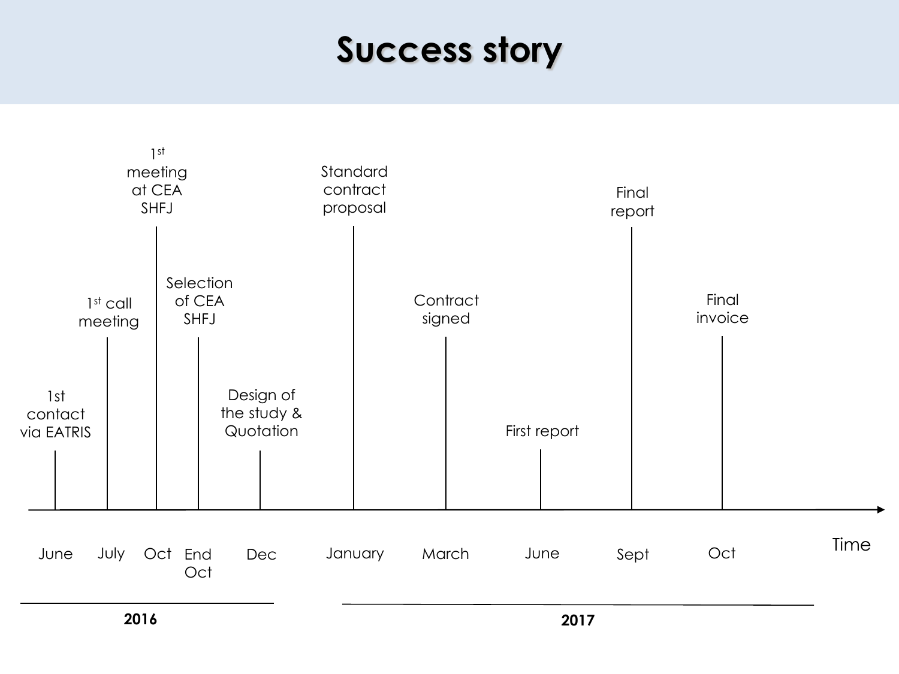# Success story

| Year | Month | Event |
| --- | --- | --- |
| 2016 | June | 1st contact via EATRIS |
| 2016 | July | 1st call meeting |
| 2016 | Oct | 1st meeting at CEA SHFJ |
| 2016 | End Oct | Selection of CEA SHFJ |
| 2016 | Dec | Design of the study & Quotation |
| 2017 | January | Standard contract proposal |
| 2017 | March | Contract signed |
| 2017 | June | First report |
| 2017 | Sept | Final report |
| 2017 | Oct | Final invoice |

Time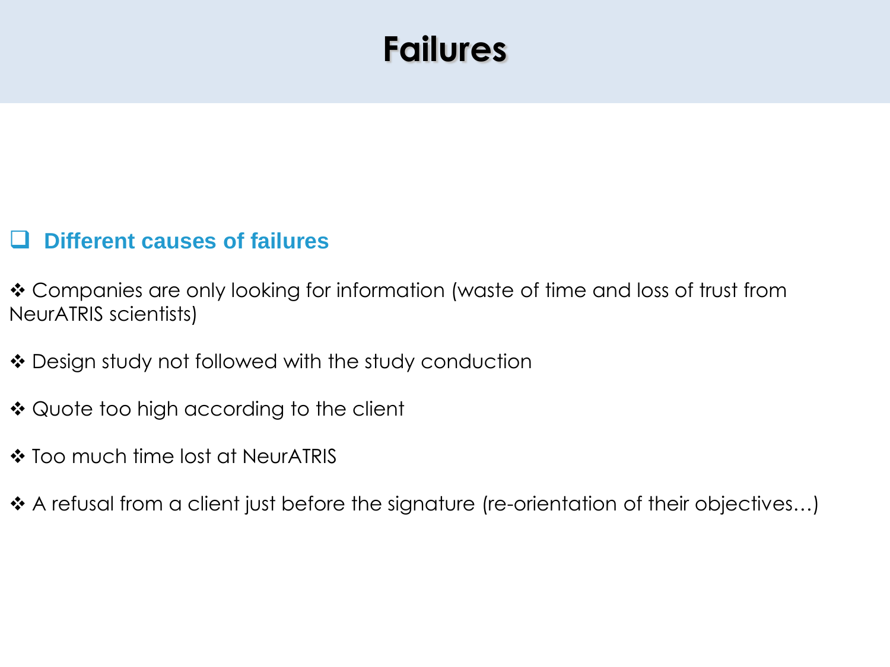# Failures

## ❑ Different causes of failures

- ❖ Companies are only looking for information (waste of time and loss of trust from NeurATRIS scientists)
- ❖ Design study not followed with the study conduction
- ❖ Quote too high according to the client
- ❖ Too much time lost at NeurATRIS
- ❖ A refusal from a client just before the signature (re-orientation of their objectives…)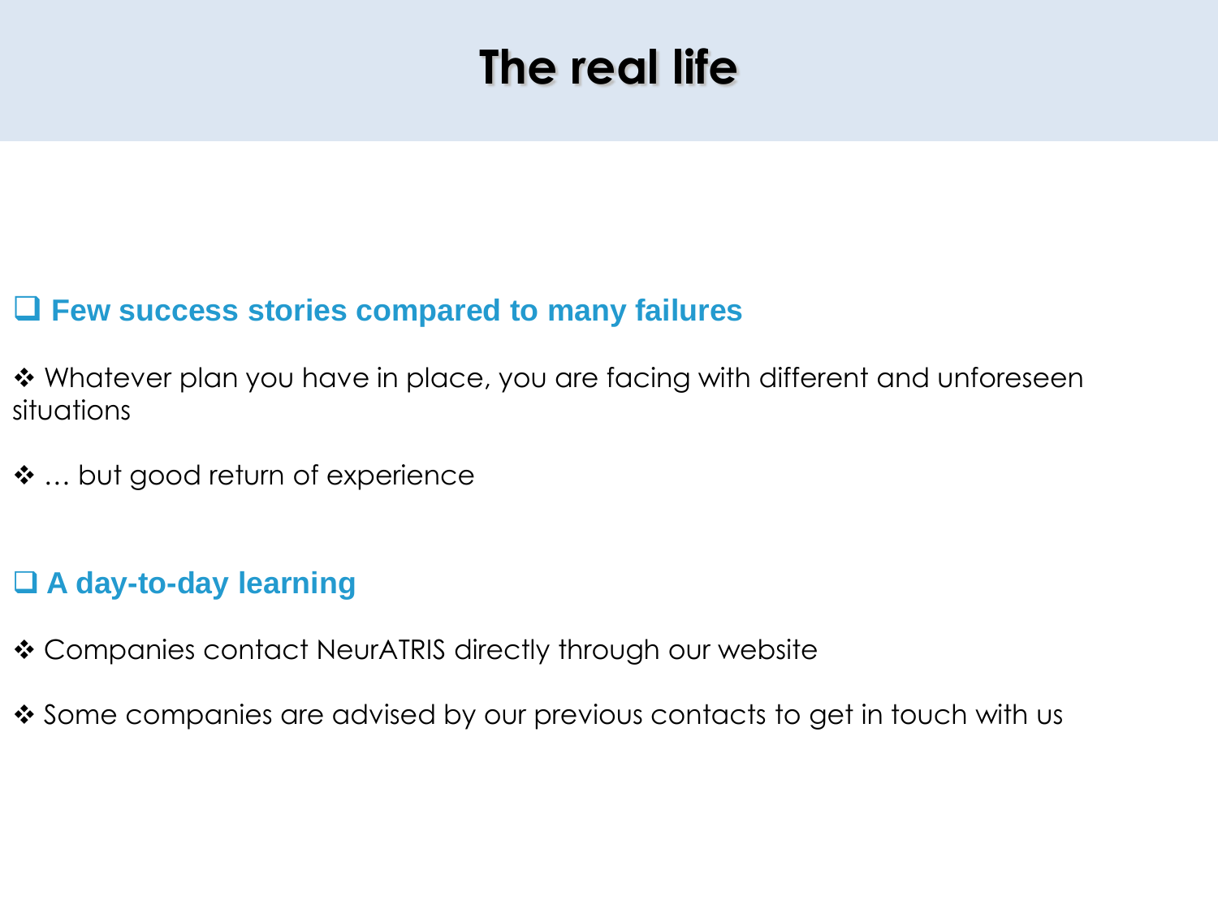# The real life

## ❑ Few success stories compared to many failures

❖ Whatever plan you have in place, you are facing with different and unforeseen situations

❖ … but good return of experience

## ❑ A day-to-day learning

❖ Companies contact NeurATRIS directly through our website

❖ Some companies are advised by our previous contacts to get in touch with us